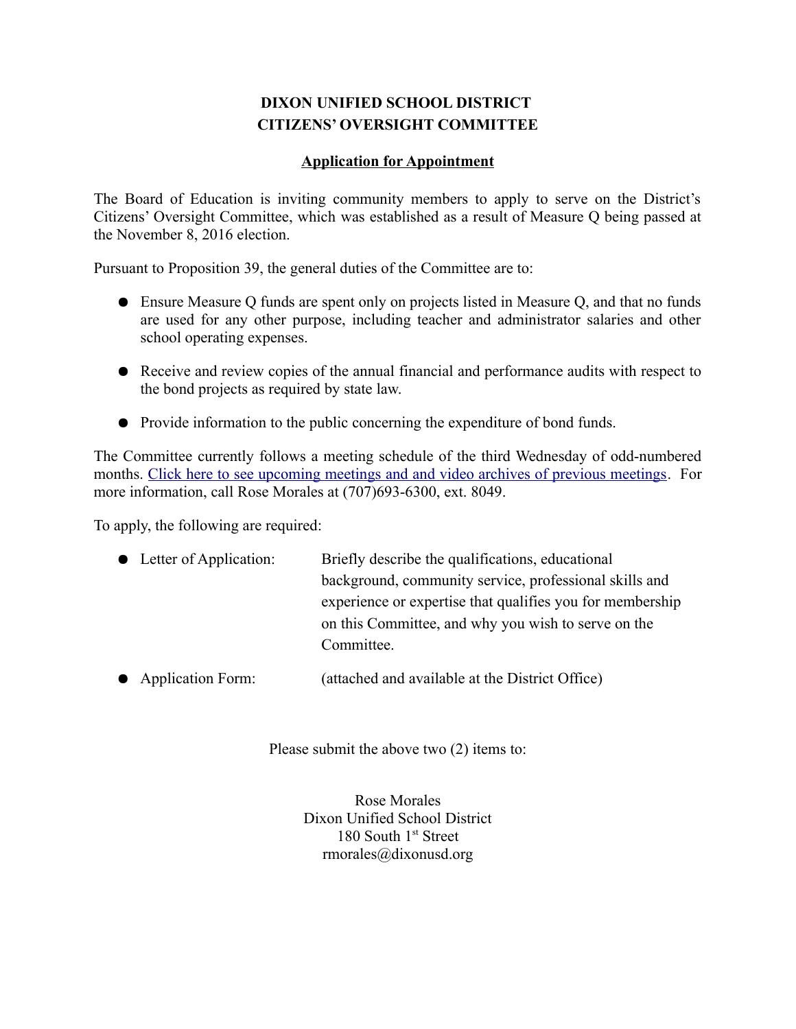# DIXON UNIFIED SCHOOL DISTRICT
# CITIZENS' OVERSIGHT COMMITTEE

## Application for Appointment

The Board of Education is inviting community members to apply to serve on the District's Citizens' Oversight Committee, which was established as a result of Measure Q being passed at the November 8, 2016 election.

Pursuant to Proposition 39, the general duties of the Committee are to:

- Ensure Measure Q funds are spent only on projects listed in Measure Q, and that no funds are used for any other purpose, including teacher and administrator salaries and other school operating expenses.
- Receive and review copies of the annual financial and performance audits with respect to the bond projects as required by state law.
- Provide information to the public concerning the expenditure of bond funds.

The Committee currently follows a meeting schedule of the third Wednesday of odd-numbered months. Click here to see upcoming meetings and and video archives of previous meetings. For more information, call Rose Morales at (707)693-6300, ext. 8049.

To apply, the following are required:

- Letter of Application: Briefly describe the qualifications, educational background, community service, professional skills and experience or expertise that qualifies you for membership on this Committee, and why you wish to serve on the Committee.
- Application Form: (attached and available at the District Office)

Please submit the above two (2) items to:

Rose Morales
Dixon Unified School District
180 South 1st Street
rmorales@dixonusd.org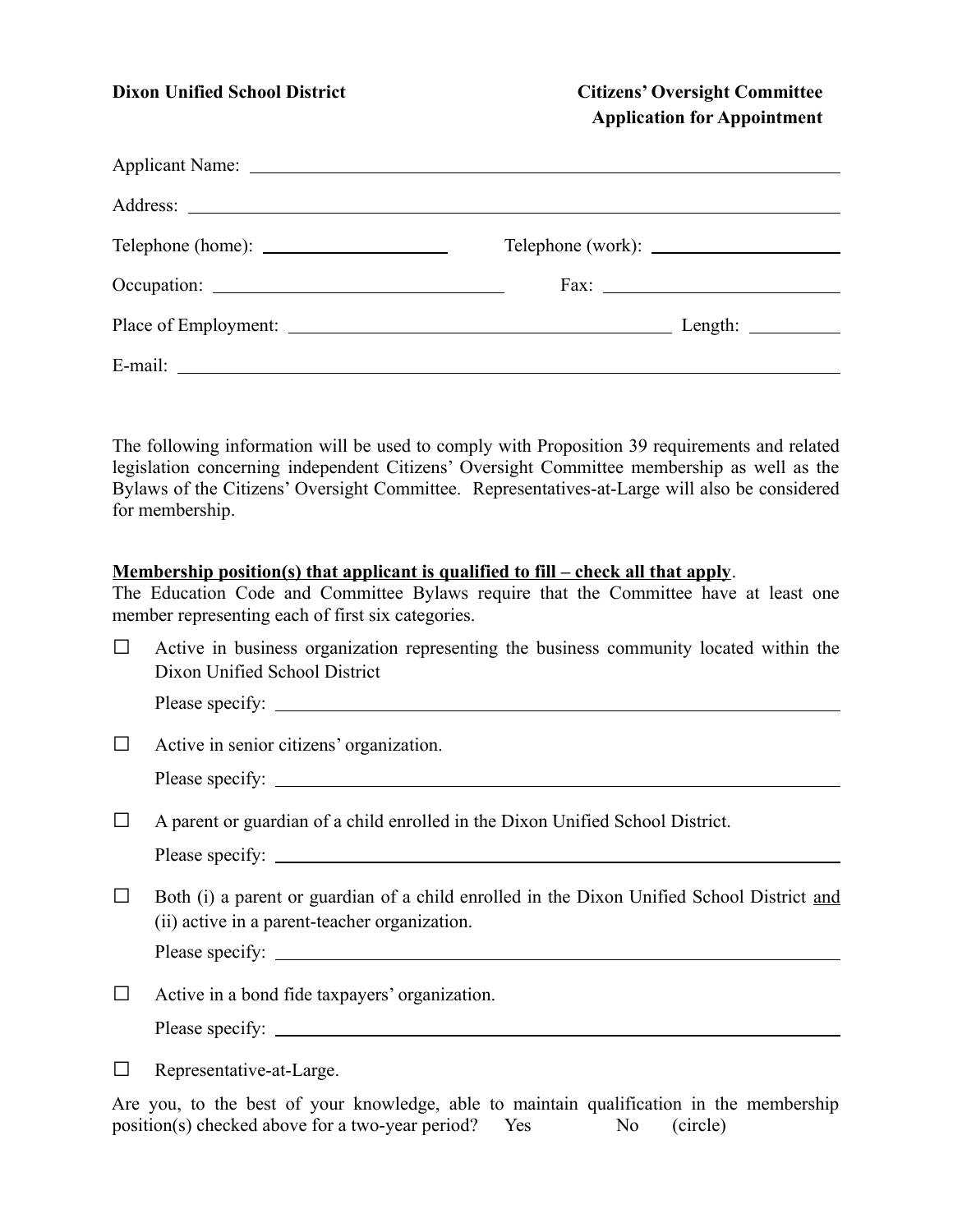**Dixon Unified School District**

**Citizens' Oversight Committee**
**Application for Appointment**

Applicant Name: ______________________________________________

Address: ______________________________________________

Telephone (home): ____________________ Telephone (work): ____________________

Occupation: ____________________ Fax: ____________________

Place of Employment: ______________________________ Length: __________

E-mail: ______________________________________________

The following information will be used to comply with Proposition 39 requirements and related legislation concerning independent Citizens' Oversight Committee membership as well as the Bylaws of the Citizens' Oversight Committee. Representatives-at-Large will also be considered for membership.

**Membership position(s) that applicant is qualified to fill – check all that apply**.
The Education Code and Committee Bylaws require that the Committee have at least one member representing each of first six categories.

☐ Active in business organization representing the business community located within the Dixon Unified School District

Please specify: ______________________________________________

☐ Active in senior citizens' organization.

Please specify: ______________________________________________

☐ A parent or guardian of a child enrolled in the Dixon Unified School District.

Please specify: ______________________________________________

☐ Both (i) a parent or guardian of a child enrolled in the Dixon Unified School District and (ii) active in a parent-teacher organization.

Please specify: ______________________________________________

☐ Active in a bond fide taxpayers' organization.

Please specify: ______________________________________________

☐ Representative-at-Large.

Are you, to the best of your knowledge, able to maintain qualification in the membership position(s) checked above for a two-year period? Yes No (circle)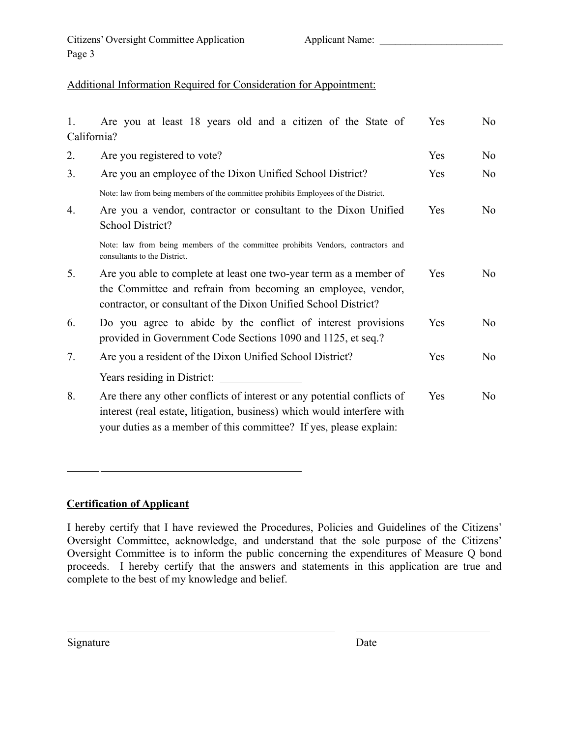Additional Information Required for Consideration for Appointment:

| | | | |
|---|---|---|---|
| 1. | Are you at least 18 years old and a citizen of the State of California? | Yes | No |
| 2. | Are you registered to vote? | Yes | No |
| 3. | Are you an employee of the Dixon Unified School District?<br>Note: law from being members of the committee prohibits Employees of the District. | Yes | No |
| 4. | Are you a vendor, contractor or consultant to the Dixon Unified School District?<br>Note: law from being members of the committee prohibits Vendors, contractors and consultants to the District. | Yes | No |
| 5. | Are you able to complete at least one two-year term as a member of the Committee and refrain from becoming an employee, vendor, contractor, or consultant of the Dixon Unified School District? | Yes | No |
| 6. | Do you agree to abide by the conflict of interest provisions provided in Government Code Sections 1090 and 1125, et seq.? | Yes | No |
| 7. | Are you a resident of the Dixon Unified School District?<br>Years residing in District: ______________ | Yes | No |
| 8. | Are there any other conflicts of interest or any potential conflicts of interest (real estate, litigation, business) which would interfere with your duties as a member of this committee? If yes, please explain: | Yes | No |

______________________________________________

**Certification of Applicant**

I hereby certify that I have reviewed the Procedures, Policies and Guidelines of the Citizens' Oversight Committee, acknowledge, and understand that the sole purpose of the Citizens' Oversight Committee is to inform the public concerning the expenditures of Measure Q bond proceeds. I hereby certify that the answers and statements in this application are true and complete to the best of my knowledge and belief.

______________________________________________ ________________________

Signature Date